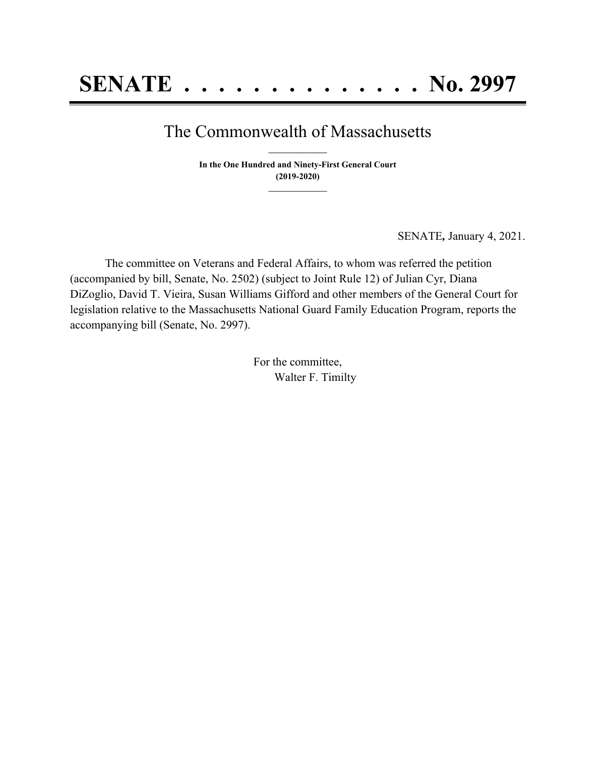# SENATE . . . . . . . . . . . . . . No. 2997

## The Commonwealth of Massachusetts

\_\_\_\_\_\_\_\_\_\_\_\_\_\_\_

**In the One Hundred and Ninety-First General Court**
**(2019-2020)**

\_\_\_\_\_\_\_\_\_\_\_\_\_\_\_

SENATE**,** January 4, 2021.

The committee on Veterans and Federal Affairs, to whom was referred the petition (accompanied by bill, Senate, No. 2502) (subject to Joint Rule 12) of Julian Cyr, Diana DiZoglio, David T. Vieira, Susan Williams Gifford and other members of the General Court for legislation relative to the Massachusetts National Guard Family Education Program, reports the accompanying bill (Senate, No. 2997).

For the committee,
Walter F. Timilty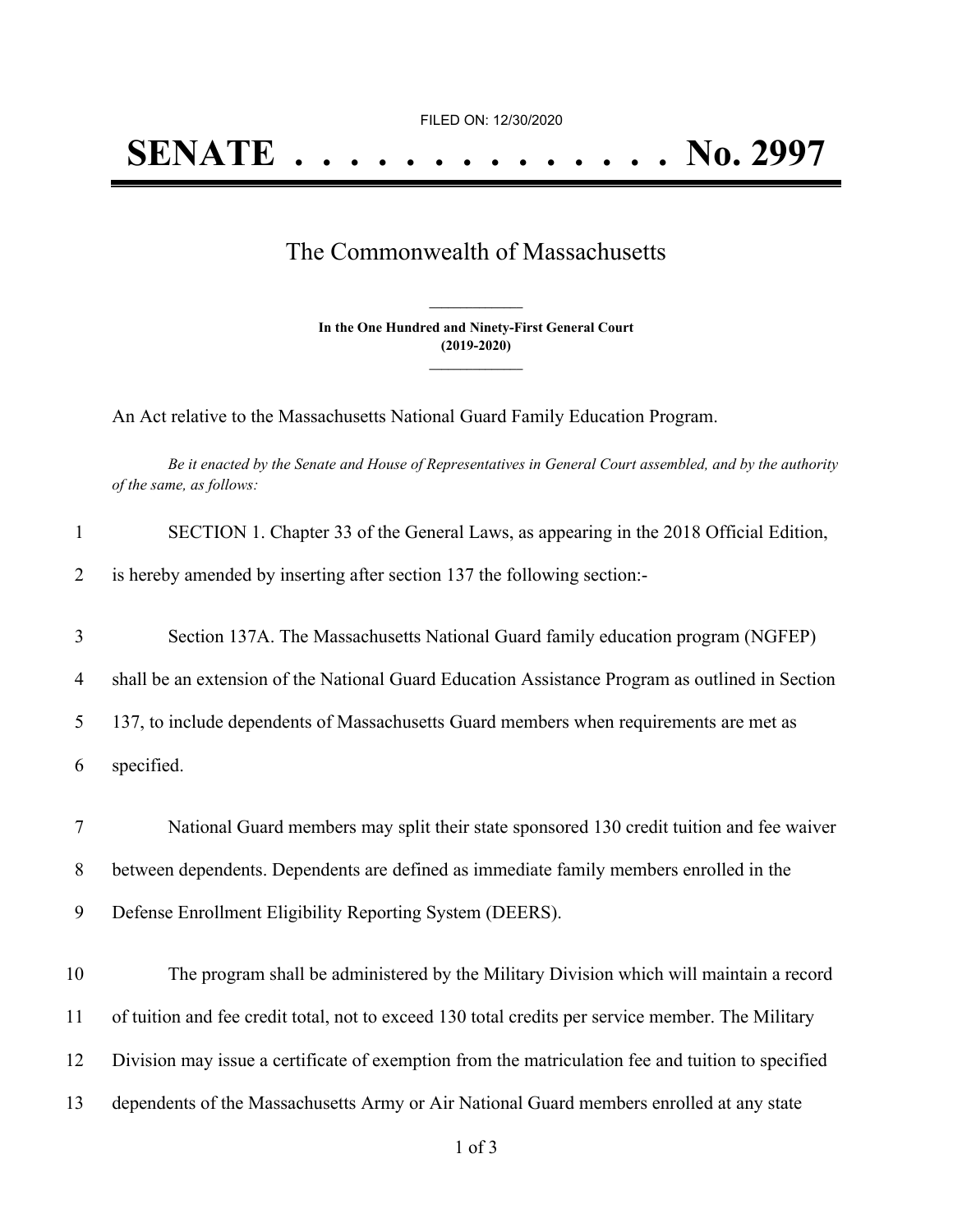FILED ON: 12/30/2020

# SENATE . . . . . . . . . . . . . . No. 2997

## The Commonwealth of Massachusetts

**In the One Hundred and Ninety-First General Court (2019-2020)**

An Act relative to the Massachusetts National Guard Family Education Program.

*Be it enacted by the Senate and House of Representatives in General Court assembled, and by the authority of the same, as follows:*

1 SECTION 1. Chapter 33 of the General Laws, as appearing in the 2018 Official Edition,
2 is hereby amended by inserting after section 137 the following section:-

3 Section 137A. The Massachusetts National Guard family education program (NGFEP)
4 shall be an extension of the National Guard Education Assistance Program as outlined in Section
5 137, to include dependents of Massachusetts Guard members when requirements are met as
6 specified.

7 National Guard members may split their state sponsored 130 credit tuition and fee waiver
8 between dependents. Dependents are defined as immediate family members enrolled in the
9 Defense Enrollment Eligibility Reporting System (DEERS).

10 The program shall be administered by the Military Division which will maintain a record
11 of tuition and fee credit total, not to exceed 130 total credits per service member. The Military
12 Division may issue a certificate of exemption from the matriculation fee and tuition to specified
13 dependents of the Massachusetts Army or Air National Guard members enrolled at any state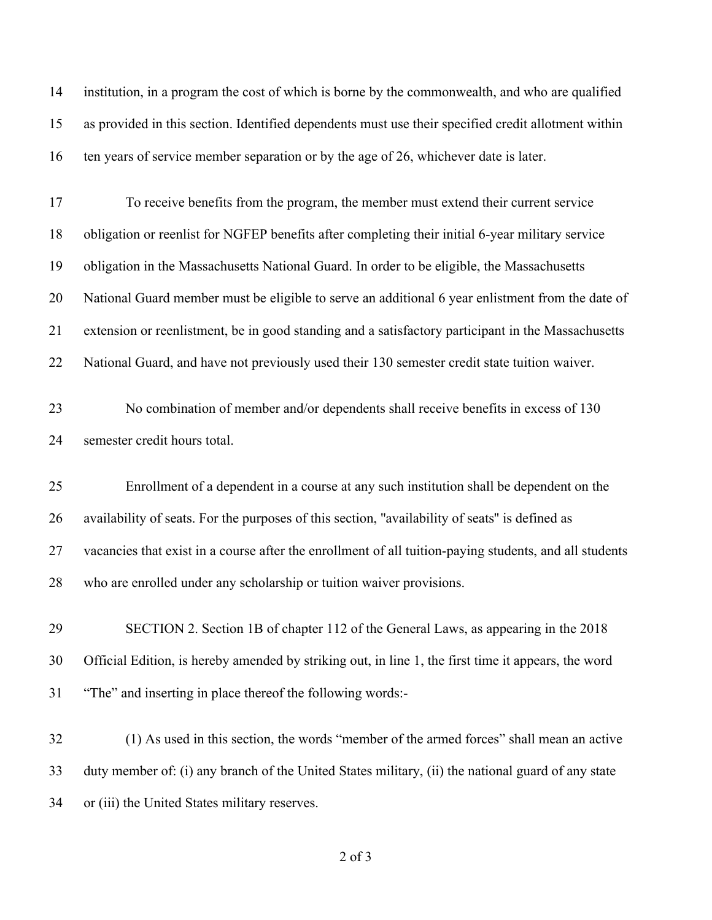institution, in a program the cost of which is borne by the commonwealth, and who are qualified as provided in this section. Identified dependents must use their specified credit allotment within ten years of service member separation or by the age of 26, whichever date is later.

To receive benefits from the program, the member must extend their current service obligation or reenlist for NGFEP benefits after completing their initial 6-year military service obligation in the Massachusetts National Guard. In order to be eligible, the Massachusetts National Guard member must be eligible to serve an additional 6 year enlistment from the date of extension or reenlistment, be in good standing and a satisfactory participant in the Massachusetts National Guard, and have not previously used their 130 semester credit state tuition waiver.

No combination of member and/or dependents shall receive benefits in excess of 130 semester credit hours total.

Enrollment of a dependent in a course at any such institution shall be dependent on the availability of seats. For the purposes of this section, "availability of seats" is defined as vacancies that exist in a course after the enrollment of all tuition-paying students, and all students who are enrolled under any scholarship or tuition waiver provisions.

SECTION 2. Section 1B of chapter 112 of the General Laws, as appearing in the 2018 Official Edition, is hereby amended by striking out, in line 1, the first time it appears, the word "The" and inserting in place thereof the following words:-

(1) As used in this section, the words "member of the armed forces" shall mean an active duty member of: (i) any branch of the United States military, (ii) the national guard of any state or (iii) the United States military reserves.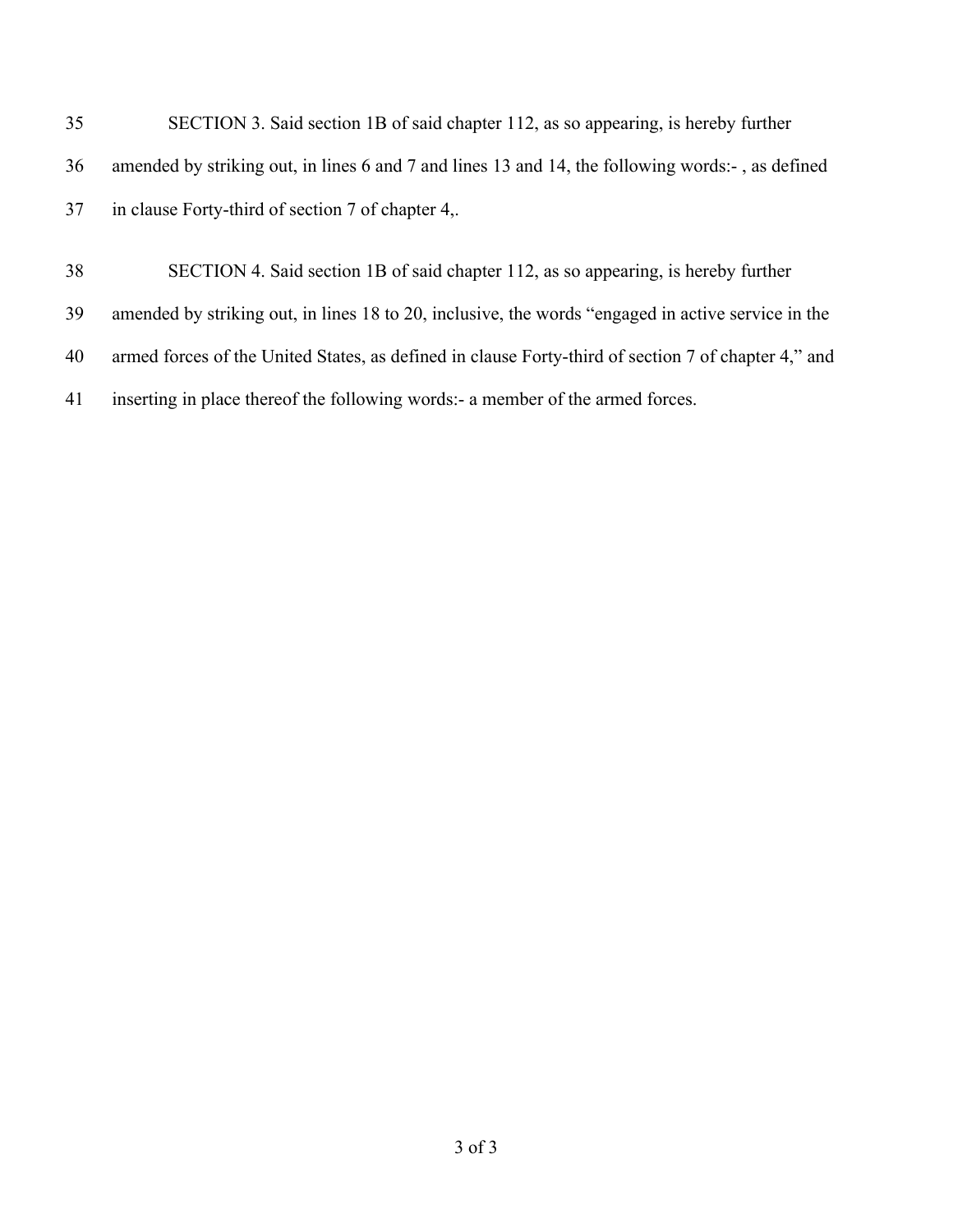SECTION 3. Said section 1B of said chapter 112, as so appearing, is hereby further amended by striking out, in lines 6 and 7 and lines 13 and 14, the following words:- , as defined in clause Forty-third of section 7 of chapter 4,.

SECTION 4. Said section 1B of said chapter 112, as so appearing, is hereby further amended by striking out, in lines 18 to 20, inclusive, the words "engaged in active service in the armed forces of the United States, as defined in clause Forty-third of section 7 of chapter 4," and inserting in place thereof the following words:- a member of the armed forces.